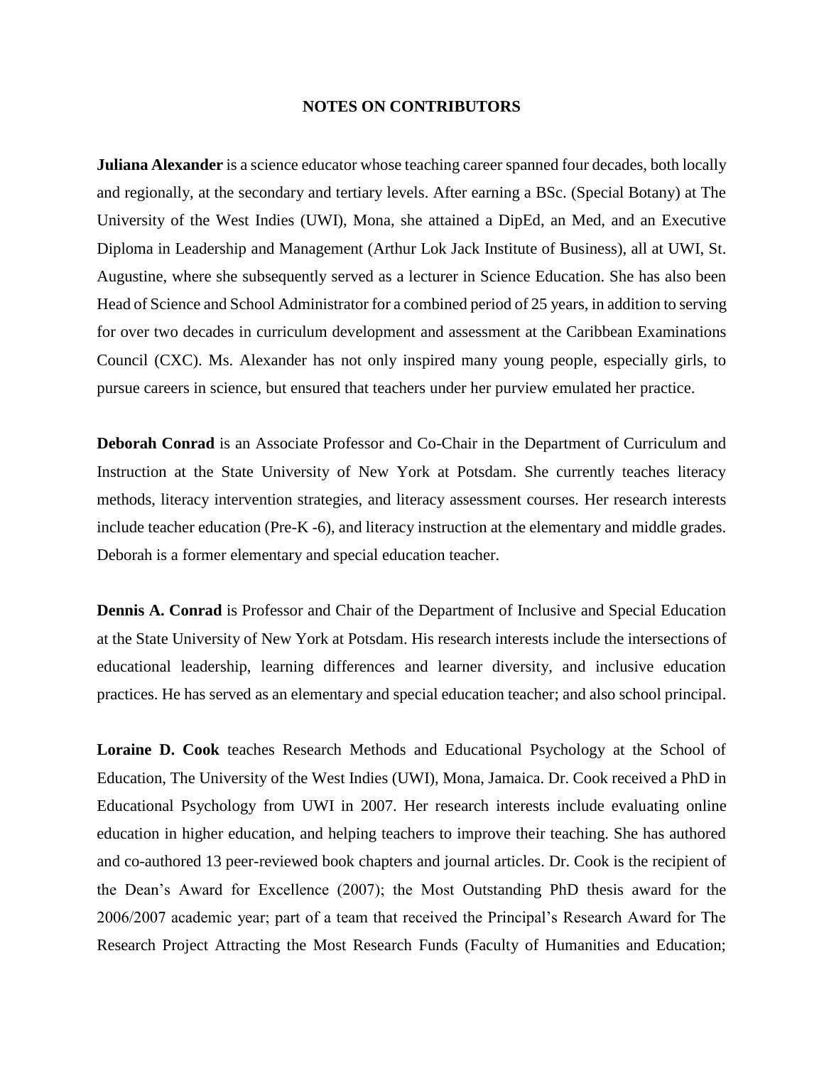# NOTES ON CONTRIBUTORS

**Juliana Alexander** is a science educator whose teaching career spanned four decades, both locally and regionally, at the secondary and tertiary levels. After earning a BSc. (Special Botany) at The University of the West Indies (UWI), Mona, she attained a DipEd, an Med, and an Executive Diploma in Leadership and Management (Arthur Lok Jack Institute of Business), all at UWI, St. Augustine, where she subsequently served as a lecturer in Science Education. She has also been Head of Science and School Administrator for a combined period of 25 years, in addition to serving for over two decades in curriculum development and assessment at the Caribbean Examinations Council (CXC). Ms. Alexander has not only inspired many young people, especially girls, to pursue careers in science, but ensured that teachers under her purview emulated her practice.

**Deborah Conrad** is an Associate Professor and Co-Chair in the Department of Curriculum and Instruction at the State University of New York at Potsdam. She currently teaches literacy methods, literacy intervention strategies, and literacy assessment courses. Her research interests include teacher education (Pre-K -6), and literacy instruction at the elementary and middle grades. Deborah is a former elementary and special education teacher.

**Dennis A. Conrad** is Professor and Chair of the Department of Inclusive and Special Education at the State University of New York at Potsdam. His research interests include the intersections of educational leadership, learning differences and learner diversity, and inclusive education practices. He has served as an elementary and special education teacher; and also school principal.

**Loraine D. Cook** teaches Research Methods and Educational Psychology at the School of Education, The University of the West Indies (UWI), Mona, Jamaica. Dr. Cook received a PhD in Educational Psychology from UWI in 2007. Her research interests include evaluating online education in higher education, and helping teachers to improve their teaching. She has authored and co-authored 13 peer-reviewed book chapters and journal articles. Dr. Cook is the recipient of the Dean's Award for Excellence (2007); the Most Outstanding PhD thesis award for the 2006/2007 academic year; part of a team that received the Principal's Research Award for The Research Project Attracting the Most Research Funds (Faculty of Humanities and Education;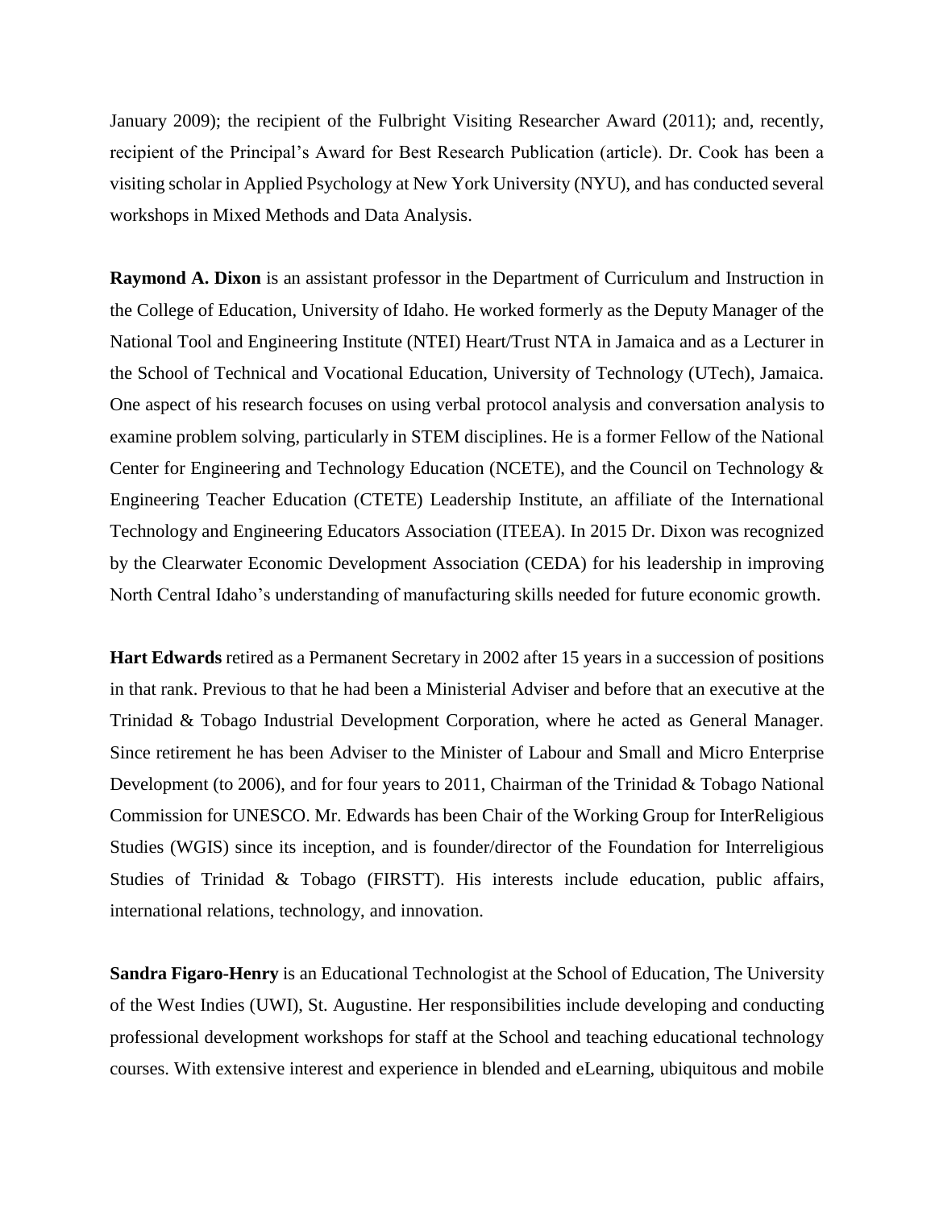January 2009); the recipient of the Fulbright Visiting Researcher Award (2011); and, recently, recipient of the Principal's Award for Best Research Publication (article). Dr. Cook has been a visiting scholar in Applied Psychology at New York University (NYU), and has conducted several workshops in Mixed Methods and Data Analysis.

**Raymond A. Dixon** is an assistant professor in the Department of Curriculum and Instruction in the College of Education, University of Idaho. He worked formerly as the Deputy Manager of the National Tool and Engineering Institute (NTEI) Heart/Trust NTA in Jamaica and as a Lecturer in the School of Technical and Vocational Education, University of Technology (UTech), Jamaica. One aspect of his research focuses on using verbal protocol analysis and conversation analysis to examine problem solving, particularly in STEM disciplines. He is a former Fellow of the National Center for Engineering and Technology Education (NCETE), and the Council on Technology & Engineering Teacher Education (CTETE) Leadership Institute, an affiliate of the International Technology and Engineering Educators Association (ITEEA). In 2015 Dr. Dixon was recognized by the Clearwater Economic Development Association (CEDA) for his leadership in improving North Central Idaho's understanding of manufacturing skills needed for future economic growth.

**Hart Edwards** retired as a Permanent Secretary in 2002 after 15 years in a succession of positions in that rank. Previous to that he had been a Ministerial Adviser and before that an executive at the Trinidad & Tobago Industrial Development Corporation, where he acted as General Manager. Since retirement he has been Adviser to the Minister of Labour and Small and Micro Enterprise Development (to 2006), and for four years to 2011, Chairman of the Trinidad & Tobago National Commission for UNESCO. Mr. Edwards has been Chair of the Working Group for InterReligious Studies (WGIS) since its inception, and is founder/director of the Foundation for Interreligious Studies of Trinidad & Tobago (FIRSTT). His interests include education, public affairs, international relations, technology, and innovation.

**Sandra Figaro-Henry** is an Educational Technologist at the School of Education, The University of the West Indies (UWI), St. Augustine. Her responsibilities include developing and conducting professional development workshops for staff at the School and teaching educational technology courses. With extensive interest and experience in blended and eLearning, ubiquitous and mobile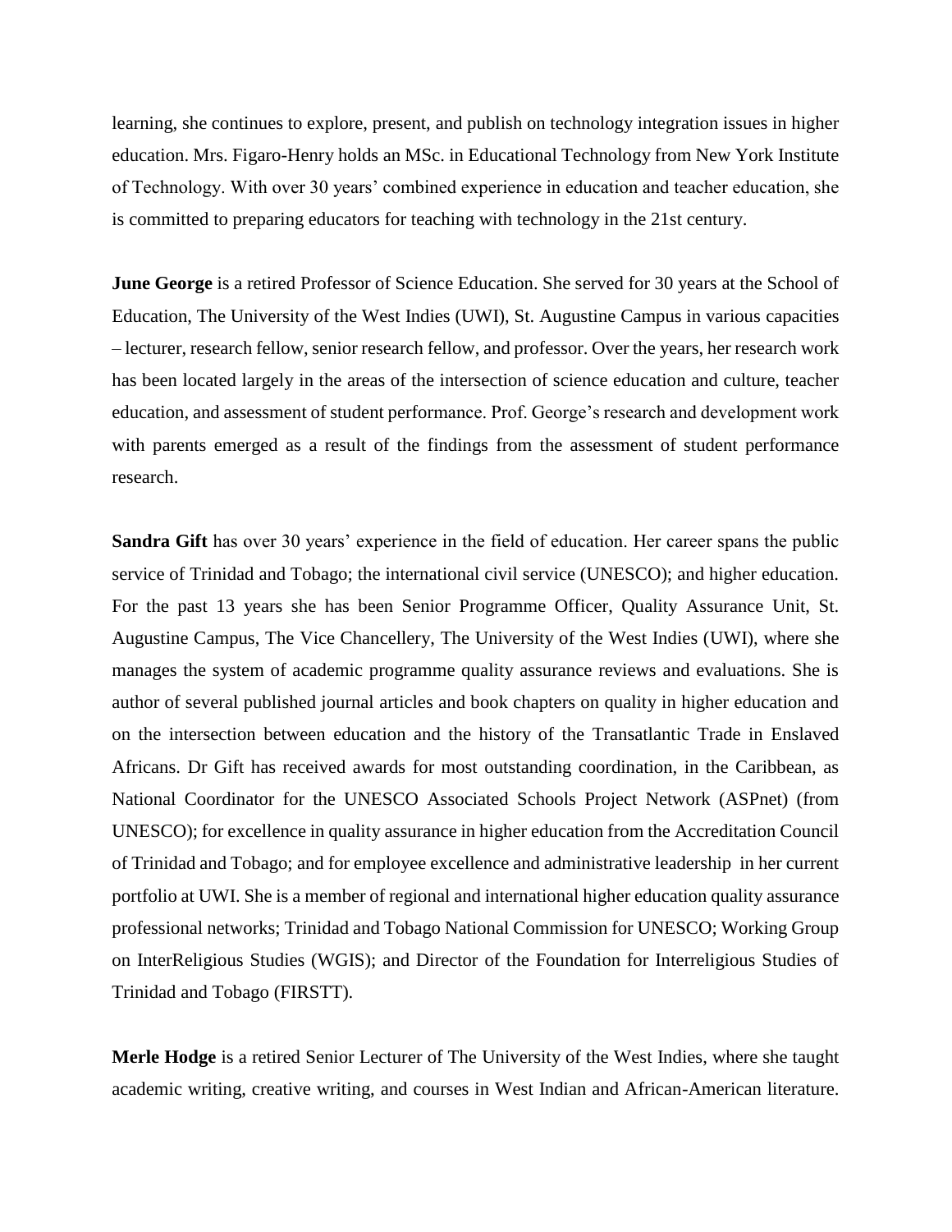learning, she continues to explore, present, and publish on technology integration issues in higher education. Mrs. Figaro-Henry holds an MSc. in Educational Technology from New York Institute of Technology. With over 30 years' combined experience in education and teacher education, she is committed to preparing educators for teaching with technology in the 21st century.

**June George** is a retired Professor of Science Education. She served for 30 years at the School of Education, The University of the West Indies (UWI), St. Augustine Campus in various capacities – lecturer, research fellow, senior research fellow, and professor. Over the years, her research work has been located largely in the areas of the intersection of science education and culture, teacher education, and assessment of student performance. Prof. George's research and development work with parents emerged as a result of the findings from the assessment of student performance research.

**Sandra Gift** has over 30 years' experience in the field of education. Her career spans the public service of Trinidad and Tobago; the international civil service (UNESCO); and higher education. For the past 13 years she has been Senior Programme Officer, Quality Assurance Unit, St. Augustine Campus, The Vice Chancellery, The University of the West Indies (UWI), where she manages the system of academic programme quality assurance reviews and evaluations. She is author of several published journal articles and book chapters on quality in higher education and on the intersection between education and the history of the Transatlantic Trade in Enslaved Africans. Dr Gift has received awards for most outstanding coordination, in the Caribbean, as National Coordinator for the UNESCO Associated Schools Project Network (ASPnet) (from UNESCO); for excellence in quality assurance in higher education from the Accreditation Council of Trinidad and Tobago; and for employee excellence and administrative leadership in her current portfolio at UWI. She is a member of regional and international higher education quality assurance professional networks; Trinidad and Tobago National Commission for UNESCO; Working Group on InterReligious Studies (WGIS); and Director of the Foundation for Interreligious Studies of Trinidad and Tobago (FIRSTT).

**Merle Hodge** is a retired Senior Lecturer of The University of the West Indies, where she taught academic writing, creative writing, and courses in West Indian and African-American literature.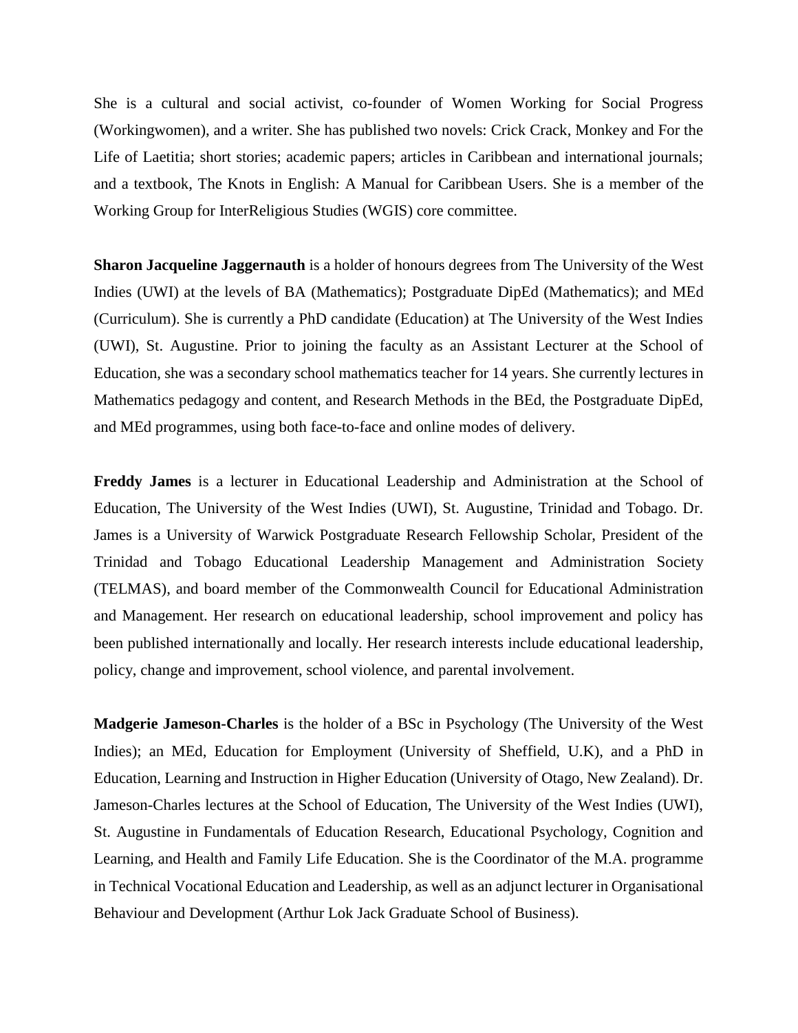She is a cultural and social activist, co-founder of Women Working for Social Progress (Workingwomen), and a writer. She has published two novels: Crick Crack, Monkey and For the Life of Laetitia; short stories; academic papers; articles in Caribbean and international journals; and a textbook, The Knots in English: A Manual for Caribbean Users. She is a member of the Working Group for InterReligious Studies (WGIS) core committee.

**Sharon Jacqueline Jaggernauth** is a holder of honours degrees from The University of the West Indies (UWI) at the levels of BA (Mathematics); Postgraduate DipEd (Mathematics); and MEd (Curriculum). She is currently a PhD candidate (Education) at The University of the West Indies (UWI), St. Augustine. Prior to joining the faculty as an Assistant Lecturer at the School of Education, she was a secondary school mathematics teacher for 14 years. She currently lectures in Mathematics pedagogy and content, and Research Methods in the BEd, the Postgraduate DipEd, and MEd programmes, using both face-to-face and online modes of delivery.

**Freddy James** is a lecturer in Educational Leadership and Administration at the School of Education, The University of the West Indies (UWI), St. Augustine, Trinidad and Tobago. Dr. James is a University of Warwick Postgraduate Research Fellowship Scholar, President of the Trinidad and Tobago Educational Leadership Management and Administration Society (TELMAS), and board member of the Commonwealth Council for Educational Administration and Management. Her research on educational leadership, school improvement and policy has been published internationally and locally. Her research interests include educational leadership, policy, change and improvement, school violence, and parental involvement.

**Madgerie Jameson-Charles** is the holder of a BSc in Psychology (The University of the West Indies); an MEd, Education for Employment (University of Sheffield, U.K), and a PhD in Education, Learning and Instruction in Higher Education (University of Otago, New Zealand). Dr. Jameson-Charles lectures at the School of Education, The University of the West Indies (UWI), St. Augustine in Fundamentals of Education Research, Educational Psychology, Cognition and Learning, and Health and Family Life Education. She is the Coordinator of the M.A. programme in Technical Vocational Education and Leadership, as well as an adjunct lecturer in Organisational Behaviour and Development (Arthur Lok Jack Graduate School of Business).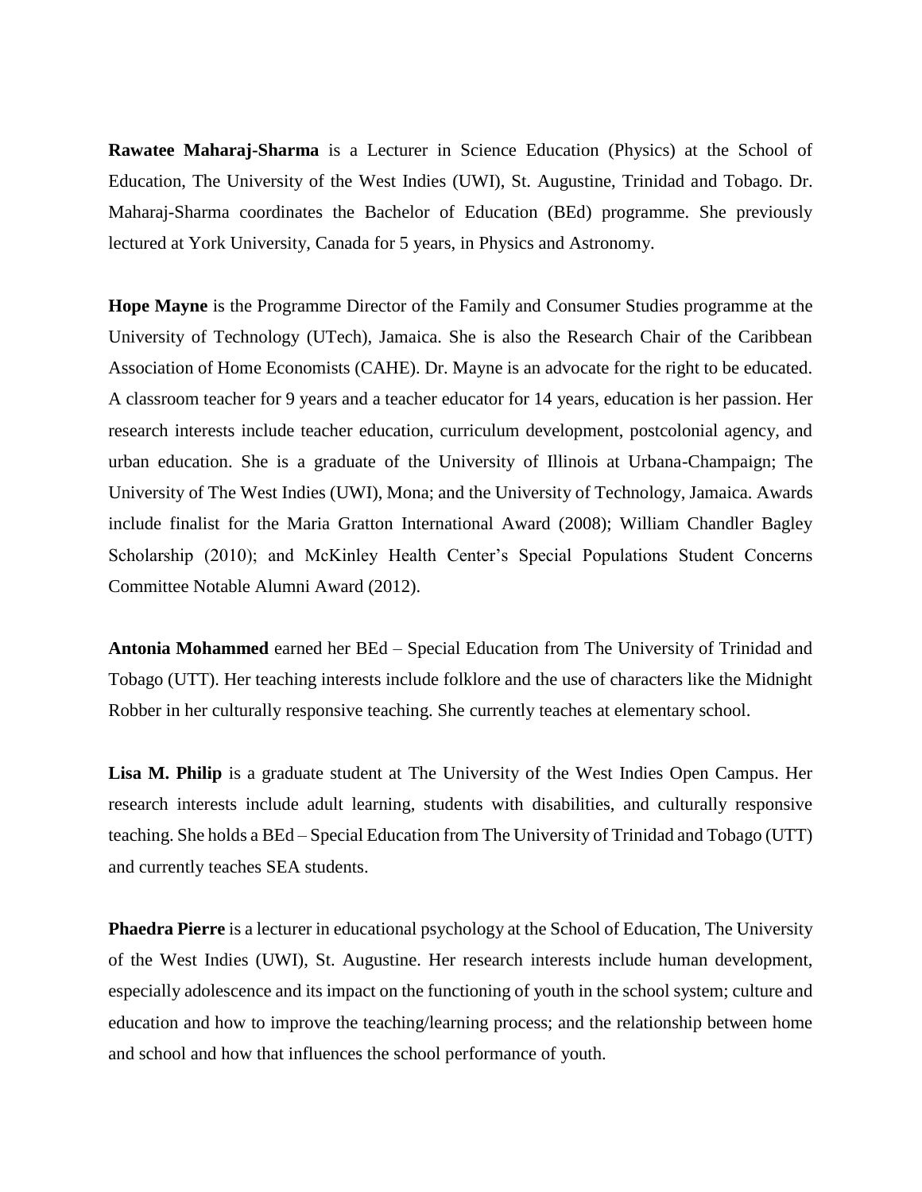**Rawatee Maharaj-Sharma** is a Lecturer in Science Education (Physics) at the School of Education, The University of the West Indies (UWI), St. Augustine, Trinidad and Tobago. Dr. Maharaj-Sharma coordinates the Bachelor of Education (BEd) programme. She previously lectured at York University, Canada for 5 years, in Physics and Astronomy.

**Hope Mayne** is the Programme Director of the Family and Consumer Studies programme at the University of Technology (UTech), Jamaica. She is also the Research Chair of the Caribbean Association of Home Economists (CAHE). Dr. Mayne is an advocate for the right to be educated. A classroom teacher for 9 years and a teacher educator for 14 years, education is her passion. Her research interests include teacher education, curriculum development, postcolonial agency, and urban education. She is a graduate of the University of Illinois at Urbana-Champaign; The University of The West Indies (UWI), Mona; and the University of Technology, Jamaica. Awards include finalist for the Maria Gratton International Award (2008); William Chandler Bagley Scholarship (2010); and McKinley Health Center's Special Populations Student Concerns Committee Notable Alumni Award (2012).

**Antonia Mohammed** earned her BEd – Special Education from The University of Trinidad and Tobago (UTT). Her teaching interests include folklore and the use of characters like the Midnight Robber in her culturally responsive teaching. She currently teaches at elementary school.

**Lisa M. Philip** is a graduate student at The University of the West Indies Open Campus. Her research interests include adult learning, students with disabilities, and culturally responsive teaching. She holds a BEd – Special Education from The University of Trinidad and Tobago (UTT) and currently teaches SEA students.

**Phaedra Pierre** is a lecturer in educational psychology at the School of Education, The University of the West Indies (UWI), St. Augustine. Her research interests include human development, especially adolescence and its impact on the functioning of youth in the school system; culture and education and how to improve the teaching/learning process; and the relationship between home and school and how that influences the school performance of youth.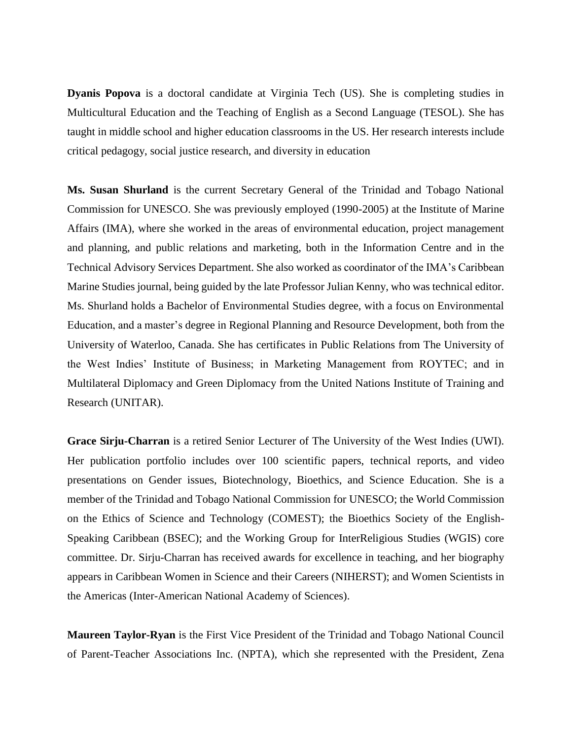**Dyanis Popova** is a doctoral candidate at Virginia Tech (US). She is completing studies in Multicultural Education and the Teaching of English as a Second Language (TESOL). She has taught in middle school and higher education classrooms in the US. Her research interests include critical pedagogy, social justice research, and diversity in education

**Ms. Susan Shurland** is the current Secretary General of the Trinidad and Tobago National Commission for UNESCO. She was previously employed (1990-2005) at the Institute of Marine Affairs (IMA), where she worked in the areas of environmental education, project management and planning, and public relations and marketing, both in the Information Centre and in the Technical Advisory Services Department. She also worked as coordinator of the IMA's Caribbean Marine Studies journal, being guided by the late Professor Julian Kenny, who was technical editor. Ms. Shurland holds a Bachelor of Environmental Studies degree, with a focus on Environmental Education, and a master's degree in Regional Planning and Resource Development, both from the University of Waterloo, Canada. She has certificates in Public Relations from The University of the West Indies' Institute of Business; in Marketing Management from ROYTEC; and in Multilateral Diplomacy and Green Diplomacy from the United Nations Institute of Training and Research (UNITAR).

**Grace Sirju-Charran** is a retired Senior Lecturer of The University of the West Indies (UWI). Her publication portfolio includes over 100 scientific papers, technical reports, and video presentations on Gender issues, Biotechnology, Bioethics, and Science Education. She is a member of the Trinidad and Tobago National Commission for UNESCO; the World Commission on the Ethics of Science and Technology (COMEST); the Bioethics Society of the English-Speaking Caribbean (BSEC); and the Working Group for InterReligious Studies (WGIS) core committee. Dr. Sirju-Charran has received awards for excellence in teaching, and her biography appears in Caribbean Women in Science and their Careers (NIHERST); and Women Scientists in the Americas (Inter-American National Academy of Sciences).

**Maureen Taylor-Ryan** is the First Vice President of the Trinidad and Tobago National Council of Parent-Teacher Associations Inc. (NPTA), which she represented with the President, Zena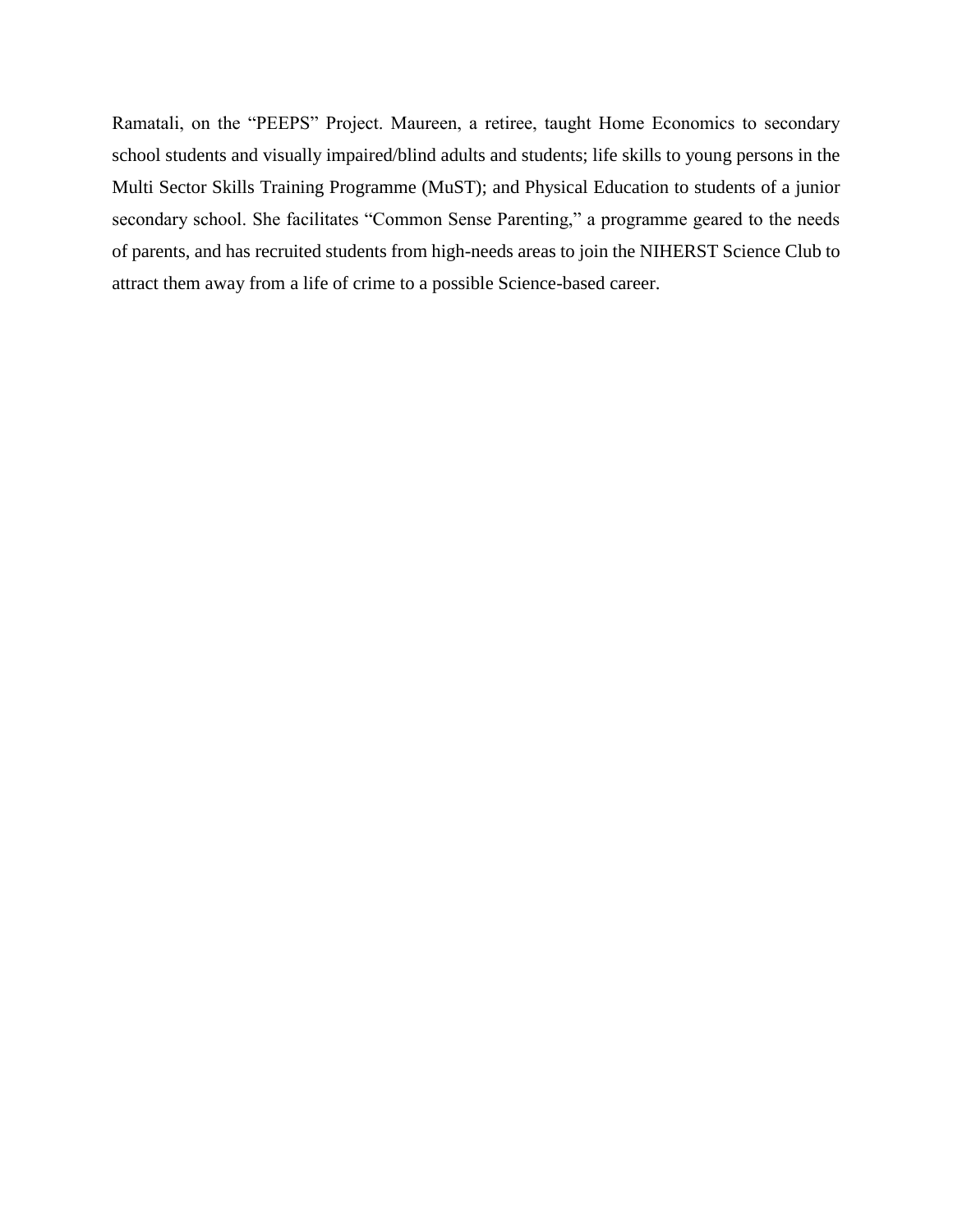Ramatali, on the "PEEPS" Project. Maureen, a retiree, taught Home Economics to secondary school students and visually impaired/blind adults and students; life skills to young persons in the Multi Sector Skills Training Programme (MuST); and Physical Education to students of a junior secondary school. She facilitates "Common Sense Parenting," a programme geared to the needs of parents, and has recruited students from high-needs areas to join the NIHERST Science Club to attract them away from a life of crime to a possible Science-based career.